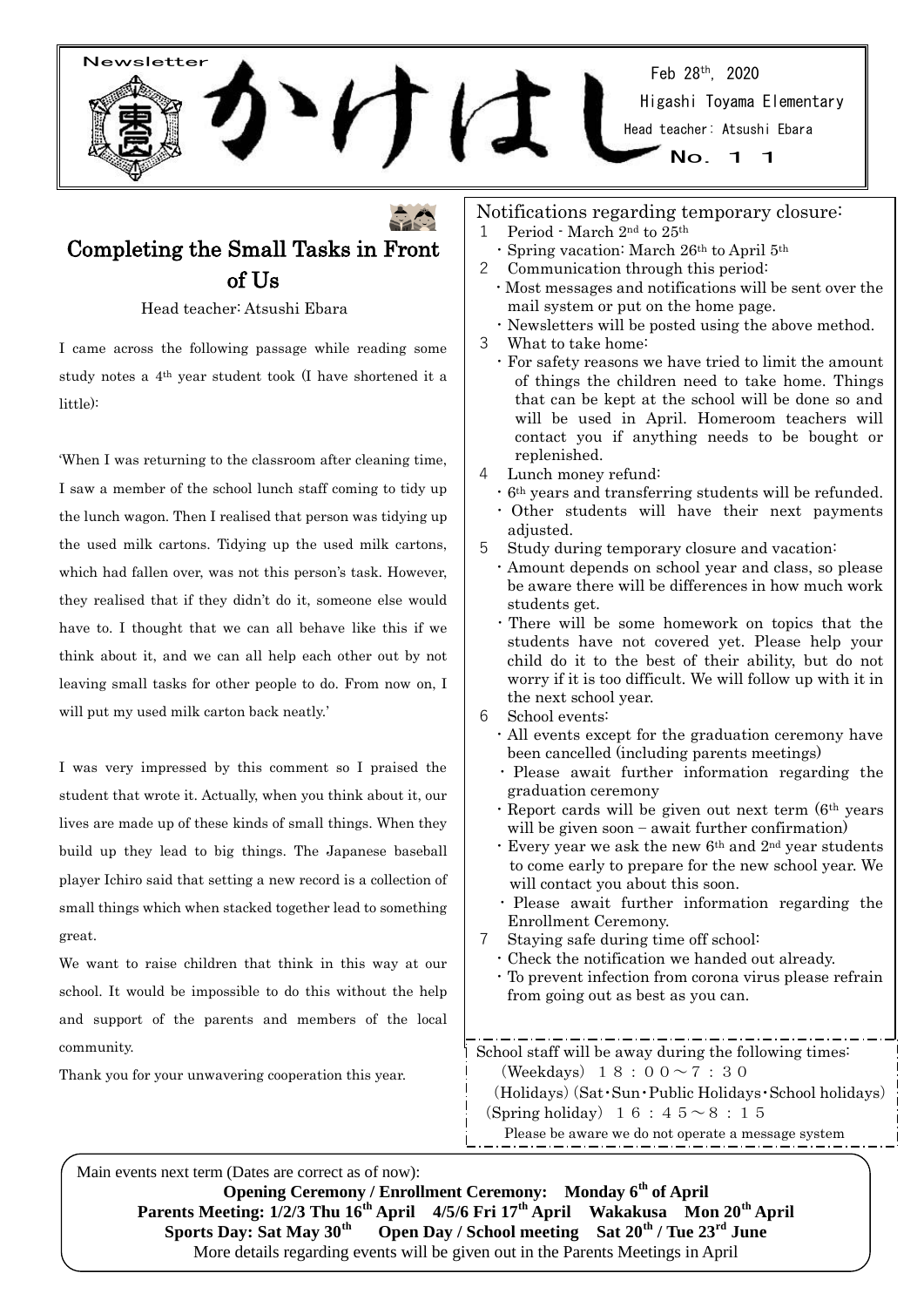Newsletter

# かけはし

Feb 28th, 2020
Higashi Toyama Elementary
Head teacher: Atsushi Ebara
No. １１

## Completing the Small Tasks in Front of Us

Head teacher: Atsushi Ebara

I came across the following passage while reading some study notes a 4th year student took (I have shortened it a little):

'When I was returning to the classroom after cleaning time, I saw a member of the school lunch staff coming to tidy up the lunch wagon. Then I realised that person was tidying up the used milk cartons. Tidying up the used milk cartons, which had fallen over, was not this person's task. However, they realised that if they didn't do it, someone else would have to. I thought that we can all behave like this if we think about it, and we can all help each other out by not leaving small tasks for other people to do. From now on, I will put my used milk carton back neatly.'

I was very impressed by this comment so I praised the student that wrote it. Actually, when you think about it, our lives are made up of these kinds of small things. When they build up they lead to big things. The Japanese baseball player Ichiro said that setting a new record is a collection of small things which when stacked together lead to something great.

We want to raise children that think in this way at our school. It would be impossible to do this without the help and support of the parents and members of the local community.

Thank you for your unwavering cooperation this year.

## Notifications regarding temporary closure:

1. Period - March 2nd to 25th
   - Spring vacation: March 26th to April 5th
2. Communication through this period:
   - Most messages and notifications will be sent over the mail system or put on the home page.
   - Newsletters will be posted using the above method.
3. What to take home:
   - For safety reasons we have tried to limit the amount of things the children need to take home. Things that can be kept at the school will be done so and will be used in April. Homeroom teachers will contact you if anything needs to be bought or replenished.
4. Lunch money refund:
   - 6th years and transferring students will be refunded.
   - Other students will have their next payments adjusted.
5. Study during temporary closure and vacation:
   - Amount depends on school year and class, so please be aware there will be differences in how much work students get.
   - There will be some homework on topics that the students have not covered yet. Please help your child do it to the best of their ability, but do not worry if it is too difficult. We will follow up with it in the next school year.
6. School events:
   - All events except for the graduation ceremony have been cancelled (including parents meetings)
   - Please await further information regarding the graduation ceremony
   - Report cards will be given out next term (6th years will be given soon – await further confirmation)
   - Every year we ask the new 6th and 2nd year students to come early to prepare for the new school year. We will contact you about this soon.
   - Please await further information regarding the Enrollment Ceremony.
7. Staying safe during time off school:
   - Check the notification we handed out already.
   - To prevent infection from corona virus please refrain from going out as best as you can.

School staff will be away during the following times:
(Weekdays) １８：００～７：３０
(Holidays) (Sat・Sun・Public Holidays・School holidays)
(Spring holiday) １６：４５～８：１５
Please be aware we do not operate a message system

Main events next term (Dates are correct as of now):

**Opening Ceremony / Enrollment Ceremony: Monday 6th of April**
**Parents Meeting: 1/2/3 Thu 16th April 4/5/6 Fri 17th April Wakakusa Mon 20th April**
**Sports Day: Sat May 30th Open Day / School meeting Sat 20th / Tue 23rd June**
More details regarding events will be given out in the Parents Meetings in April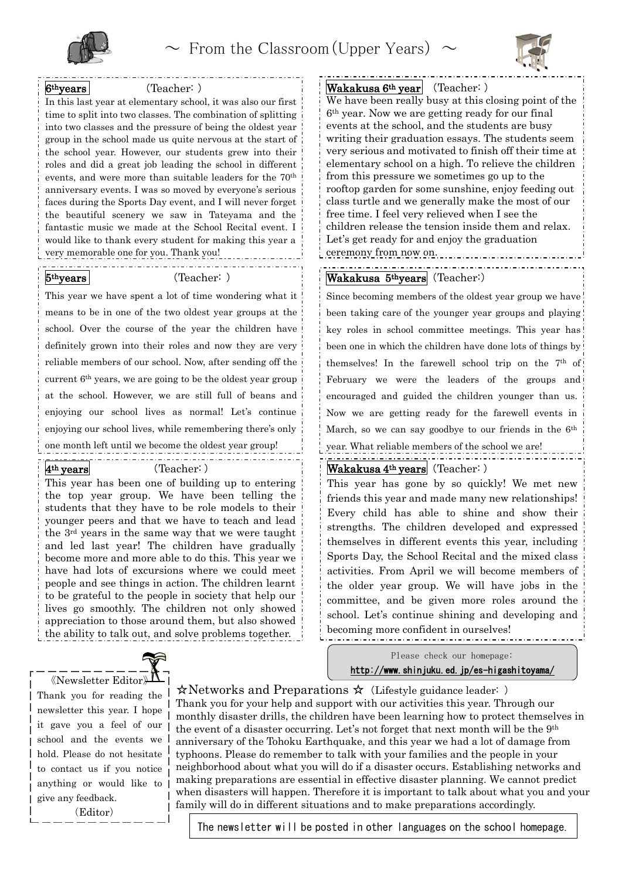# ～ From the Classroom (Upper Years) ～

## 6th years (Teacher: )

In this last year at elementary school, it was also our first time to split into two classes. The combination of splitting into two classes and the pressure of being the oldest year group in the school made us quite nervous at the start of the school year. However, our students grew into their roles and did a great job leading the school in different events, and were more than suitable leaders for the 70th anniversary events. I was so moved by everyone's serious faces during the Sports Day event, and I will never forget the beautiful scenery we saw in Tateyama and the fantastic music we made at the School Recital event. I would like to thank every student for making this year a very memorable one for you. Thank you!

## 5th years (Teacher: )

This year we have spent a lot of time wondering what it means to be in one of the two oldest year groups at the school. Over the course of the year the children have definitely grown into their roles and now they are very reliable members of our school. Now, after sending off the current 6th years, we are going to be the oldest year group at the school. However, we are still full of beans and enjoying our school lives as normal! Let's continue enjoying our school lives, while remembering there's only one month left until we become the oldest year group!

## 4th years (Teacher: )

This year has been one of building up to entering the top year group. We have been telling the students that they have to be role models to their younger peers and that we have to teach and lead the 3rd years in the same way that we were taught and led last year! The children have gradually become more and more able to do this. This year we have had lots of excursions where we could meet people and see things in action. The children learnt to be grateful to the people in society that help our lives go smoothly. The children not only showed appreciation to those around them, but also showed the ability to talk out, and solve problems together.

## Wakakusa 6th year (Teacher: )

We have been really busy at this closing point of the 6th year. Now we are getting ready for our final events at the school, and the students are busy writing their graduation essays. The students seem very serious and motivated to finish off their time at elementary school on a high. To relieve the children from this pressure we sometimes go up to the rooftop garden for some sunshine, enjoy feeding out class turtle and we generally make the most of our free time. I feel very relieved when I see the children release the tension inside them and relax. Let's get ready for and enjoy the graduation ceremony from now on.

## Wakakusa 5th years (Teacher:)

Since becoming members of the oldest year group we have been taking care of the younger year groups and playing key roles in school committee meetings. This year has been one in which the children have done lots of things by themselves! In the farewell school trip on the 7th of February we were the leaders of the groups and encouraged and guided the children younger than us. Now we are getting ready for the farewell events in March, so we can say goodbye to our friends in the 6th year. What reliable members of the school we are!

## Wakakusa 4th years (Teacher: )

This year has gone by so quickly! We met new friends this year and made many new relationships! Every child has able to shine and show their strengths. The children developed and expressed themselves in different events this year, including Sports Day, the School Recital and the mixed class activities. From April we will become members of the older year group. We will have jobs in the committee, and be given more roles around the school. Let's continue shining and developing and becoming more confident in ourselves!

Please check our homepage:
http://www.shinjuku.ed.jp/es-higashitoyama/

### 《Newsletter Editor》

Thank you for reading the newsletter this year. I hope it gave you a feel of our school and the events we hold. Please do not hesitate to contact us if you notice anything or would like to give any feedback.

(Editor)

### ☆Networks and Preparations ☆ (Lifestyle guidance leader: )

Thank you for your help and support with our activities this year. Through our monthly disaster drills, the children have been learning how to protect themselves in the event of a disaster occurring. Let's not forget that next month will be the 9th anniversary of the Tohoku Earthquake, and this year we had a lot of damage from typhoons. Please do remember to talk with your families and the people in your neighborhood about what you will do if a disaster occurs. Establishing networks and making preparations are essential in effective disaster planning. We cannot predict when disasters will happen. Therefore it is important to talk about what you and your family will do in different situations and to make preparations accordingly.

The newsletter will be posted in other languages on the school homepage.